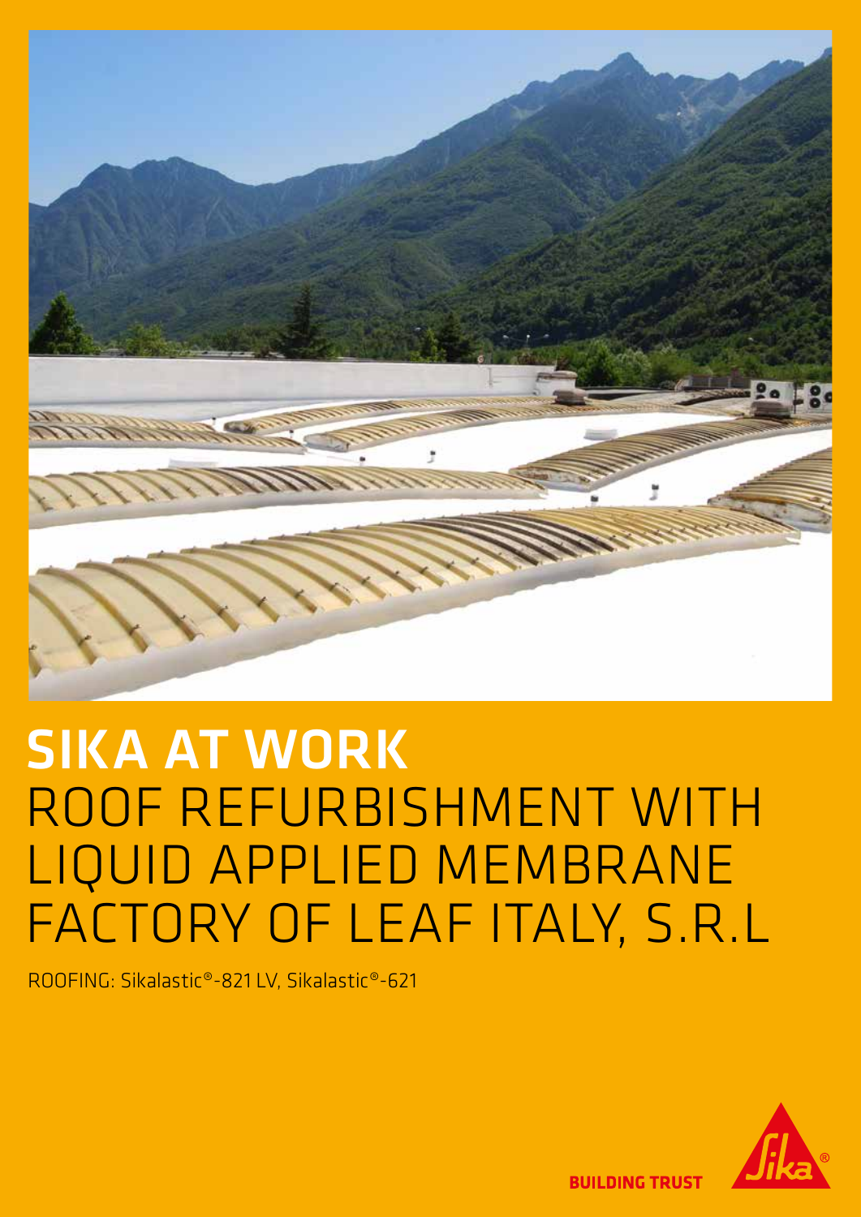# SIKA AT WORK
## ROOF REFURBISHMENT WITH LIQUID APPLIED MEMBRANE FACTORY OF LEAF ITALY, S.R.L

ROOFING: Sikalastic®-821 LV, Sikalastic®-621

BUILDING TRUST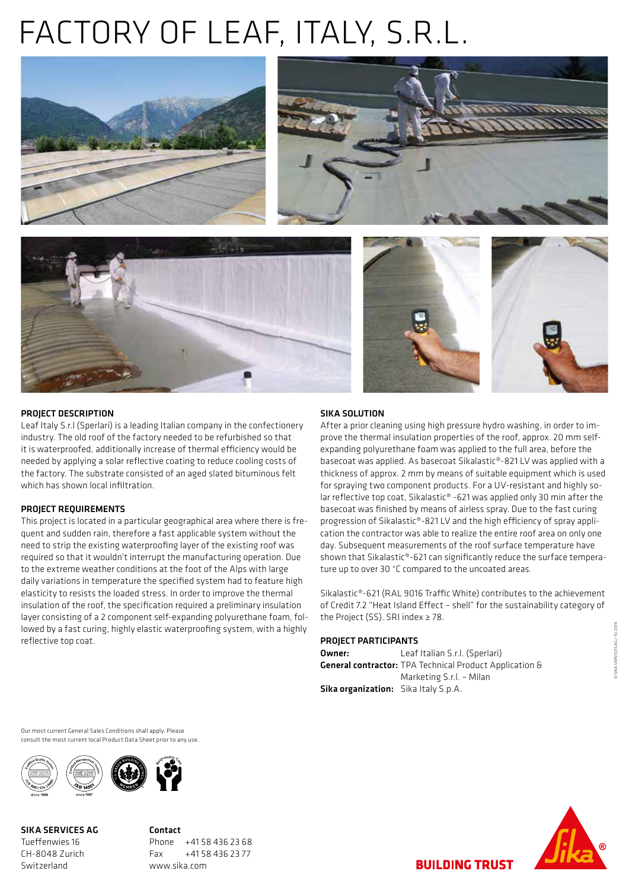# FACTORY OF LEAF, ITALY, S.R.L.

### PROJECT DESCRIPTION

Leaf Italy S.r.l (Sperlari) is a leading Italian company in the confectionery industry. The old roof of the factory needed to be refurbished so that it is waterproofed, additionally increase of thermal efficiency would be needed by applying a solar reflective coating to reduce cooling costs of the factory. The substrate consisted of an aged slated bituminous felt which has shown local infiltration.

### PROJECT REQUIREMENTS

This project is located in a particular geographical area where there is frequent and sudden rain, therefore a fast applicable system without the need to strip the existing waterproofing layer of the existing roof was required so that it wouldn't interrupt the manufacturing operation. Due to the extreme weather conditions at the foot of the Alps with large daily variations in temperature the specified system had to feature high elasticity to resists the loaded stress. In order to improve the thermal insulation of the roof, the specification required a preliminary insulation layer consisting of a 2 component self-expanding polyurethane foam, followed by a fast curing, highly elastic waterproofing system, with a highly reflective top coat.

### SIKA SOLUTION

After a prior cleaning using high pressure hydro washing, in order to improve the thermal insulation properties of the roof, approx. 20 mm self-expanding polyurethane foam was applied to the full area, before the basecoat was applied. As basecoat Sikalastic®-821 LV was applied with a thickness of approx. 2 mm by means of suitable equipment which is used for spraying two component products. For a UV-resistant and highly solar reflective top coat, Sikalastic® -621 was applied only 30 min after the basecoat was finished by means of airless spray. Due to the fast curing progression of Sikalastic®-821 LV and the high efficiency of spray application the contractor was able to realize the entire roof area on only one day. Subsequent measurements of the roof surface temperature have shown that Sikalastic®-621 can significantly reduce the surface temperature up to over 30 °C compared to the uncoated areas.

Sikalastic®-621 (RAL 9016 Traffic White) contributes to the achievement of Credit 7.2 "Heat Island Effect – shell" for the sustainability category of the Project (SS). SRI index ≥ 78.

### PROJECT PARTICIPANTS

**Owner:** Leaf Italian S.r.l. (Sperlari)
**General contractor:** TPA Technical Product Application & Marketing S.r.l. – Milan
**Sika organization:** Sika Italy S.p.A.

© SIKA SERVICES AG / 10.2014

Our most current General Sales Conditions shall apply. Please consult the most current local Product Data Sheet prior to any use.

**SIKA SERVICES AG**
Tueffenwies 16
CH-8048 Zurich
Switzerland

**Contact**
Phone +41 58 436 23 68
Fax +41 58 436 23 77
www.sika.com

**BUILDING TRUST**